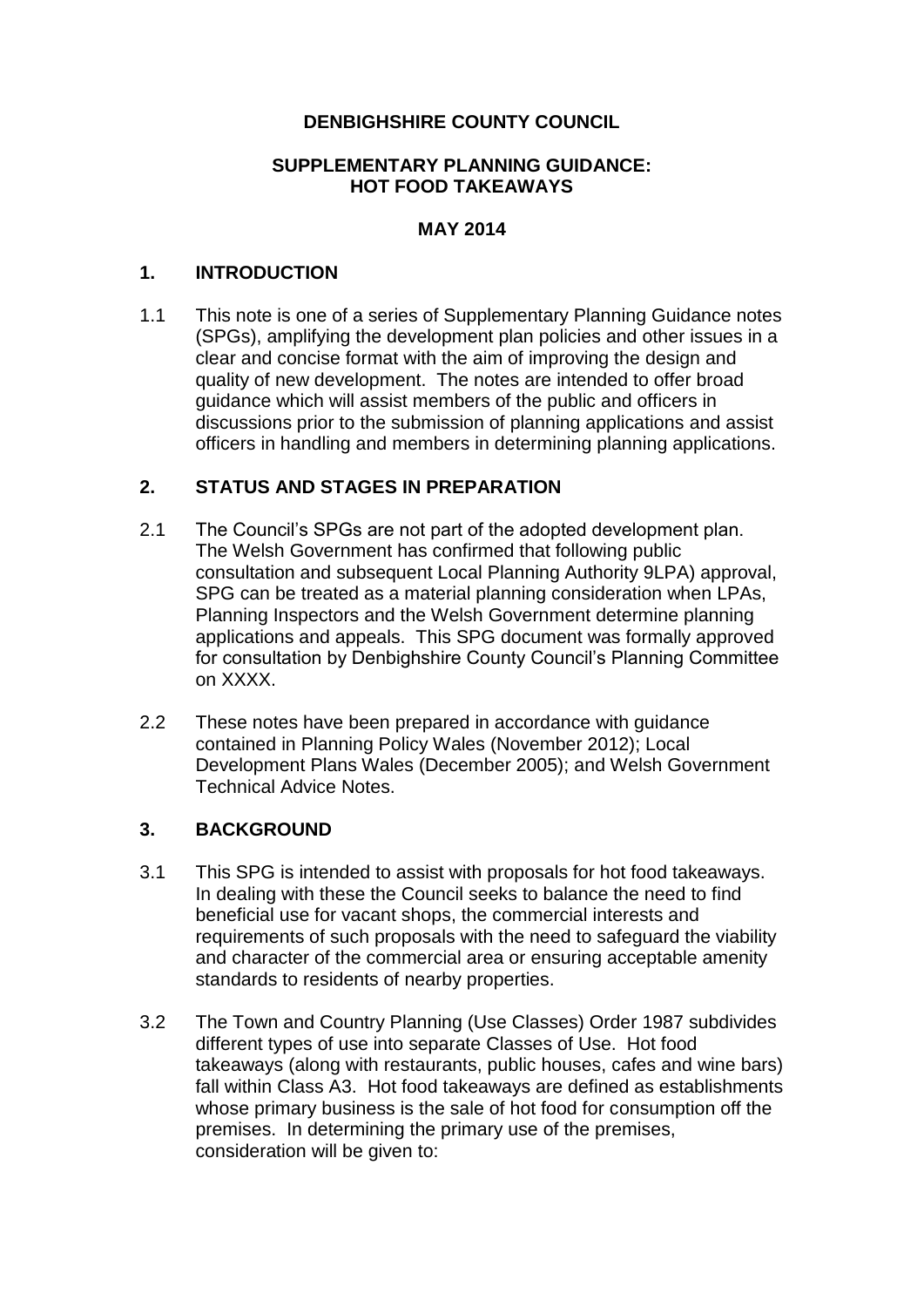**DENBIGHSHIRE COUNTY COUNCIL**

**SUPPLEMENTARY PLANNING GUIDANCE: HOT FOOD TAKEAWAYS**

**MAY 2014**

## 1. INTRODUCTION

1.1 This note is one of a series of Supplementary Planning Guidance notes (SPGs), amplifying the development plan policies and other issues in a clear and concise format with the aim of improving the design and quality of new development. The notes are intended to offer broad guidance which will assist members of the public and officers in discussions prior to the submission of planning applications and assist officers in handling and members in determining planning applications.

## 2. STATUS AND STAGES IN PREPARATION

2.1 The Council's SPGs are not part of the adopted development plan. The Welsh Government has confirmed that following public consultation and subsequent Local Planning Authority 9LPA) approval, SPG can be treated as a material planning consideration when LPAs, Planning Inspectors and the Welsh Government determine planning applications and appeals. This SPG document was formally approved for consultation by Denbighshire County Council's Planning Committee on XXXX.

2.2 These notes have been prepared in accordance with guidance contained in Planning Policy Wales (November 2012); Local Development Plans Wales (December 2005); and Welsh Government Technical Advice Notes.

## 3. BACKGROUND

3.1 This SPG is intended to assist with proposals for hot food takeaways. In dealing with these the Council seeks to balance the need to find beneficial use for vacant shops, the commercial interests and requirements of such proposals with the need to safeguard the viability and character of the commercial area or ensuring acceptable amenity standards to residents of nearby properties.

3.2 The Town and Country Planning (Use Classes) Order 1987 subdivides different types of use into separate Classes of Use. Hot food takeaways (along with restaurants, public houses, cafes and wine bars) fall within Class A3. Hot food takeaways are defined as establishments whose primary business is the sale of hot food for consumption off the premises. In determining the primary use of the premises, consideration will be given to: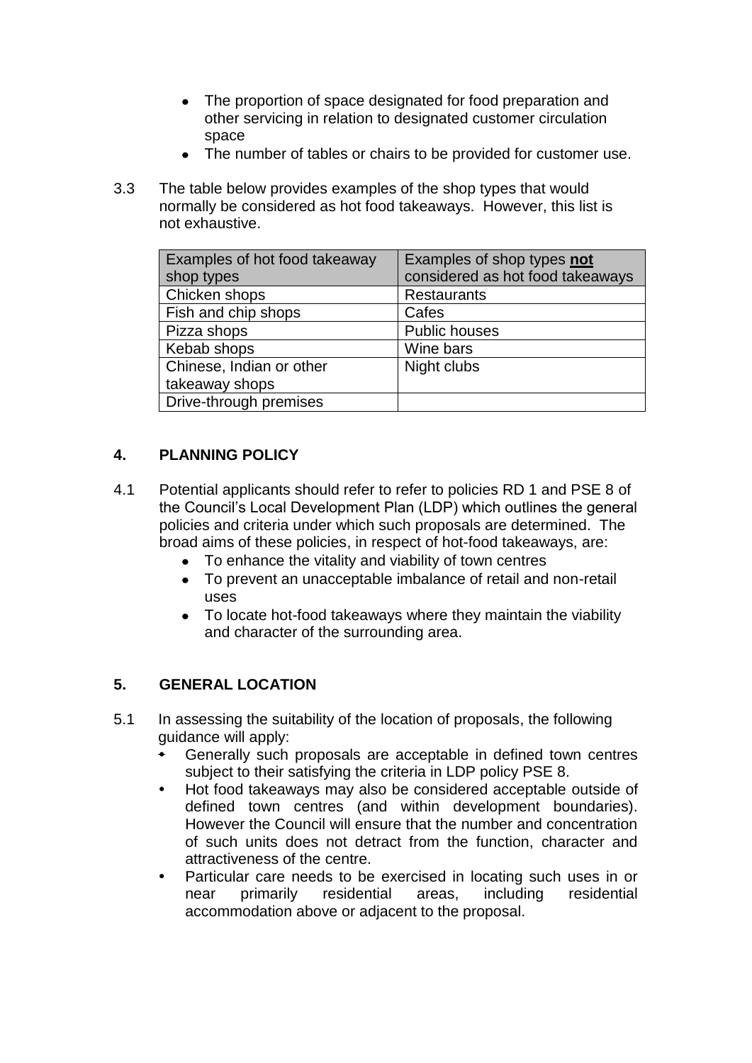- The proportion of space designated for food preparation and other servicing in relation to designated customer circulation space
- The number of tables or chairs to be provided for customer use.

3.3 The table below provides examples of the shop types that would normally be considered as hot food takeaways. However, this list is not exhaustive.

| Examples of hot food takeaway shop types | Examples of shop types **not** considered as hot food takeaways |
|---|---|
| Chicken shops | Restaurants |
| Fish and chip shops | Cafes |
| Pizza shops | Public houses |
| Kebab shops | Wine bars |
| Chinese, Indian or other takeaway shops | Night clubs |
| Drive-through premises | |

## 4. PLANNING POLICY

4.1 Potential applicants should refer to refer to policies RD 1 and PSE 8 of the Council's Local Development Plan (LDP) which outlines the general policies and criteria under which such proposals are determined. The broad aims of these policies, in respect of hot-food takeaways, are:

- To enhance the vitality and viability of town centres
- To prevent an unacceptable imbalance of retail and non-retail uses
- To locate hot-food takeaways where they maintain the viability and character of the surrounding area.

## 5. GENERAL LOCATION

5.1 In assessing the suitability of the location of proposals, the following guidance will apply:

- Generally such proposals are acceptable in defined town centres subject to their satisfying the criteria in LDP policy PSE 8.
- Hot food takeaways may also be considered acceptable outside of defined town centres (and within development boundaries). However the Council will ensure that the number and concentration of such units does not detract from the function, character and attractiveness of the centre.
- Particular care needs to be exercised in locating such uses in or near primarily residential areas, including residential accommodation above or adjacent to the proposal.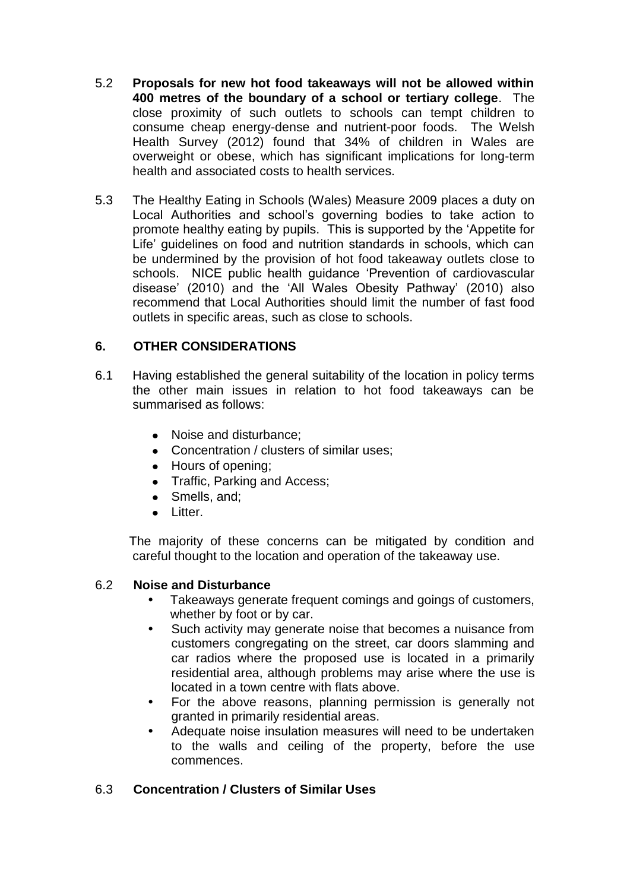5.2 **Proposals for new hot food takeaways will not be allowed within 400 metres of the boundary of a school or tertiary college**. The close proximity of such outlets to schools can tempt children to consume cheap energy-dense and nutrient-poor foods. The Welsh Health Survey (2012) found that 34% of children in Wales are overweight or obese, which has significant implications for long-term health and associated costs to health services.

5.3 The Healthy Eating in Schools (Wales) Measure 2009 places a duty on Local Authorities and school's governing bodies to take action to promote healthy eating by pupils. This is supported by the 'Appetite for Life' guidelines on food and nutrition standards in schools, which can be undermined by the provision of hot food takeaway outlets close to schools. NICE public health guidance 'Prevention of cardiovascular disease' (2010) and the 'All Wales Obesity Pathway' (2010) also recommend that Local Authorities should limit the number of fast food outlets in specific areas, such as close to schools.

## 6. OTHER CONSIDERATIONS

6.1 Having established the general suitability of the location in policy terms the other main issues in relation to hot food takeaways can be summarised as follows:

- Noise and disturbance;
- Concentration / clusters of similar uses;
- Hours of opening;
- Traffic, Parking and Access;
- Smells, and;
- Litter.

The majority of these concerns can be mitigated by condition and careful thought to the location and operation of the takeaway use.

### 6.2 Noise and Disturbance

- Takeaways generate frequent comings and goings of customers, whether by foot or by car.
- Such activity may generate noise that becomes a nuisance from customers congregating on the street, car doors slamming and car radios where the proposed use is located in a primarily residential area, although problems may arise where the use is located in a town centre with flats above.
- For the above reasons, planning permission is generally not granted in primarily residential areas.
- Adequate noise insulation measures will need to be undertaken to the walls and ceiling of the property, before the use commences.

### 6.3 Concentration / Clusters of Similar Uses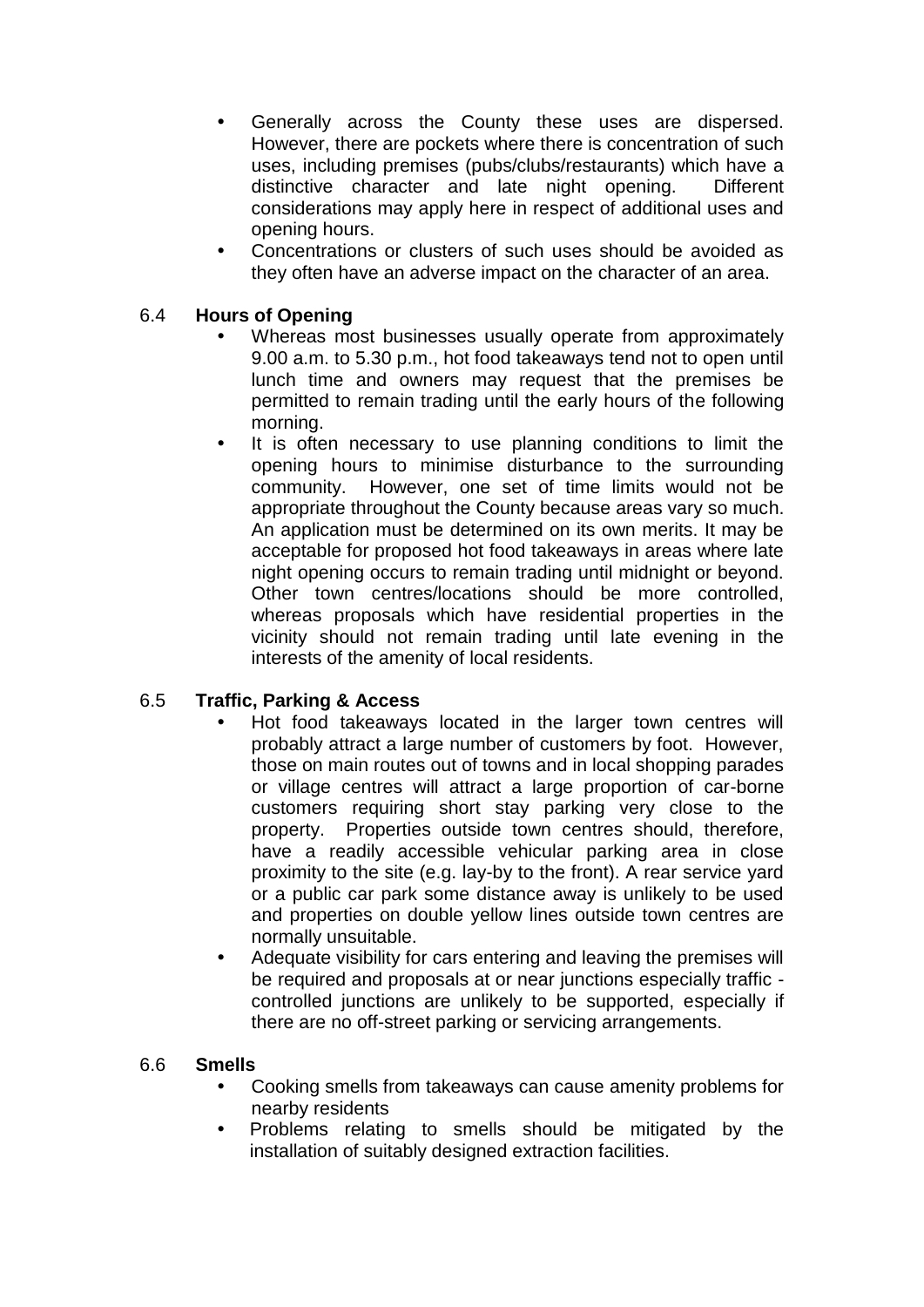- Generally across the County these uses are dispersed. However, there are pockets where there is concentration of such uses, including premises (pubs/clubs/restaurants) which have a distinctive character and late night opening. Different considerations may apply here in respect of additional uses and opening hours.
- Concentrations or clusters of such uses should be avoided as they often have an adverse impact on the character of an area.

### 6.4 Hours of Opening

- Whereas most businesses usually operate from approximately 9.00 a.m. to 5.30 p.m., hot food takeaways tend not to open until lunch time and owners may request that the premises be permitted to remain trading until the early hours of the following morning.
- It is often necessary to use planning conditions to limit the opening hours to minimise disturbance to the surrounding community. However, one set of time limits would not be appropriate throughout the County because areas vary so much. An application must be determined on its own merits. It may be acceptable for proposed hot food takeaways in areas where late night opening occurs to remain trading until midnight or beyond. Other town centres/locations should be more controlled, whereas proposals which have residential properties in the vicinity should not remain trading until late evening in the interests of the amenity of local residents.

### 6.5 Traffic, Parking & Access

- Hot food takeaways located in the larger town centres will probably attract a large number of customers by foot. However, those on main routes out of towns and in local shopping parades or village centres will attract a large proportion of car-borne customers requiring short stay parking very close to the property. Properties outside town centres should, therefore, have a readily accessible vehicular parking area in close proximity to the site (e.g. lay-by to the front). A rear service yard or a public car park some distance away is unlikely to be used and properties on double yellow lines outside town centres are normally unsuitable.
- Adequate visibility for cars entering and leaving the premises will be required and proposals at or near junctions especially traffic - controlled junctions are unlikely to be supported, especially if there are no off-street parking or servicing arrangements.

### 6.6 Smells

- Cooking smells from takeaways can cause amenity problems for nearby residents
- Problems relating to smells should be mitigated by the installation of suitably designed extraction facilities.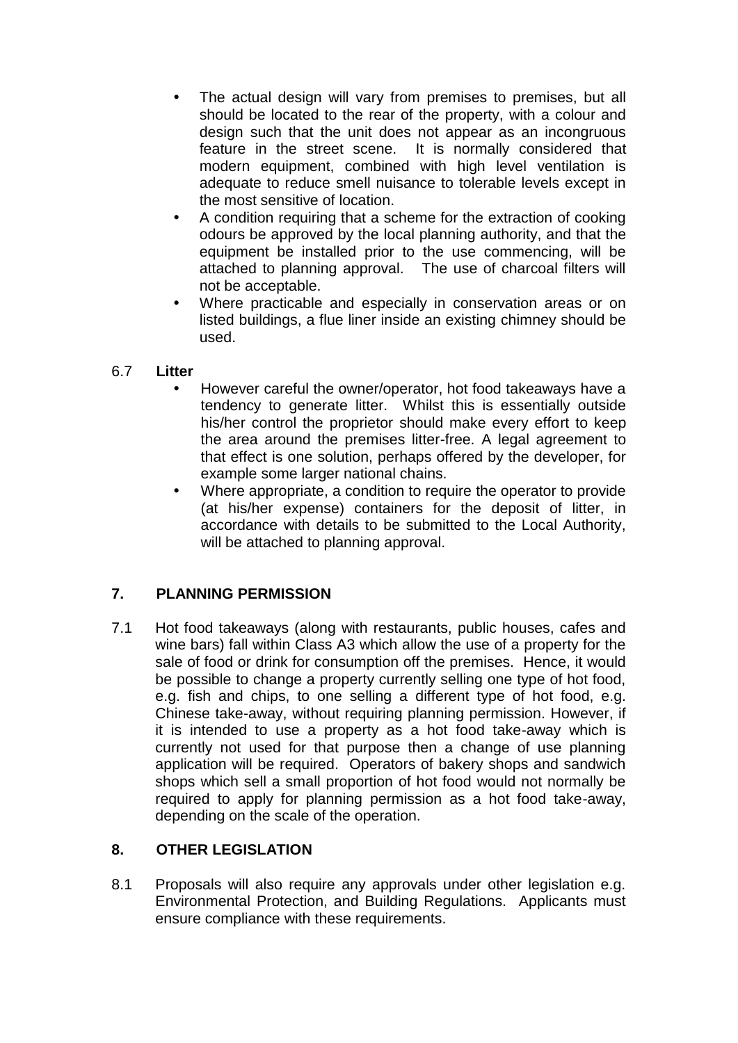- The actual design will vary from premises to premises, but all should be located to the rear of the property, with a colour and design such that the unit does not appear as an incongruous feature in the street scene. It is normally considered that modern equipment, combined with high level ventilation is adequate to reduce smell nuisance to tolerable levels except in the most sensitive of location.
- A condition requiring that a scheme for the extraction of cooking odours be approved by the local planning authority, and that the equipment be installed prior to the use commencing, will be attached to planning approval. The use of charcoal filters will not be acceptable.
- Where practicable and especially in conservation areas or on listed buildings, a flue liner inside an existing chimney should be used.

6.7 **Litter**

- However careful the owner/operator, hot food takeaways have a tendency to generate litter. Whilst this is essentially outside his/her control the proprietor should make every effort to keep the area around the premises litter-free. A legal agreement to that effect is one solution, perhaps offered by the developer, for example some larger national chains.
- Where appropriate, a condition to require the operator to provide (at his/her expense) containers for the deposit of litter, in accordance with details to be submitted to the Local Authority, will be attached to planning approval.

## 7. PLANNING PERMISSION

7.1 Hot food takeaways (along with restaurants, public houses, cafes and wine bars) fall within Class A3 which allow the use of a property for the sale of food or drink for consumption off the premises. Hence, it would be possible to change a property currently selling one type of hot food, e.g. fish and chips, to one selling a different type of hot food, e.g. Chinese take-away, without requiring planning permission. However, if it is intended to use a property as a hot food take-away which is currently not used for that purpose then a change of use planning application will be required. Operators of bakery shops and sandwich shops which sell a small proportion of hot food would not normally be required to apply for planning permission as a hot food take-away, depending on the scale of the operation.

## 8. OTHER LEGISLATION

8.1 Proposals will also require any approvals under other legislation e.g. Environmental Protection, and Building Regulations. Applicants must ensure compliance with these requirements.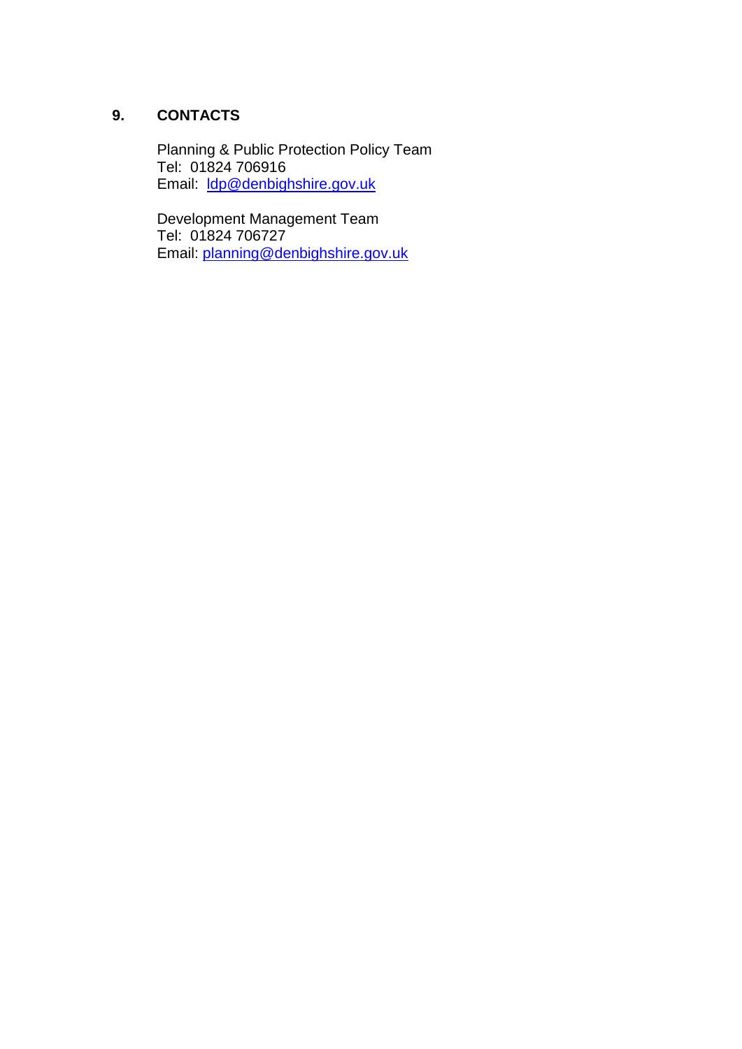## 9. CONTACTS

Planning & Public Protection Policy Team
Tel: 01824 706916
Email: ldp@denbighshire.gov.uk

Development Management Team
Tel: 01824 706727
Email: planning@denbighshire.gov.uk